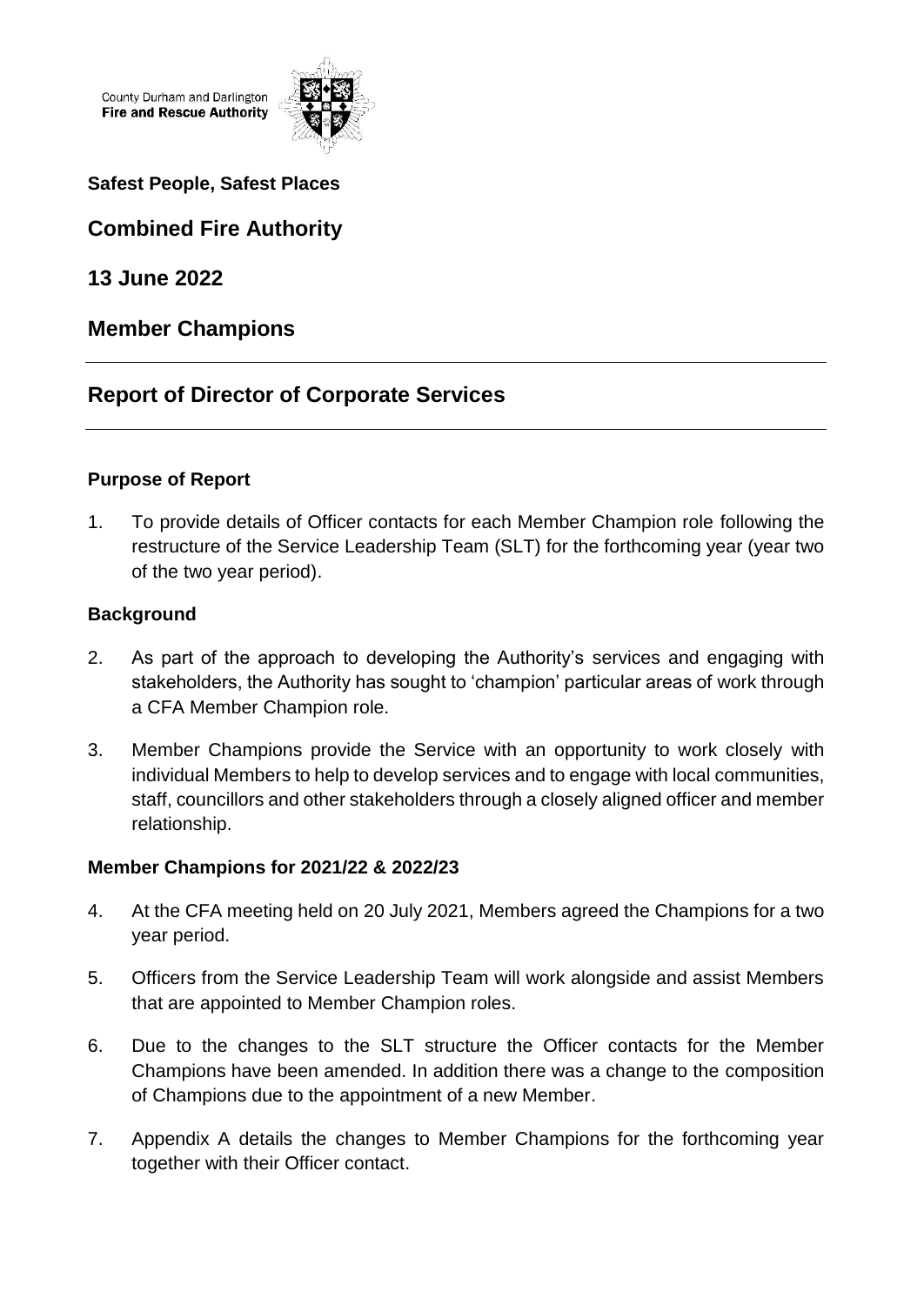County Durham and Darlington
**Fire and Rescue Authority**

**Safest People, Safest Places**

## Combined Fire Authority

## 13 June 2022

## Member Champions

---

## Report of Director of Corporate Services

---

### Purpose of Report

1. To provide details of Officer contacts for each Member Champion role following the restructure of the Service Leadership Team (SLT) for the forthcoming year (year two of the two year period).

### Background

2. As part of the approach to developing the Authority's services and engaging with stakeholders, the Authority has sought to 'champion' particular areas of work through a CFA Member Champion role.

3. Member Champions provide the Service with an opportunity to work closely with individual Members to help to develop services and to engage with local communities, staff, councillors and other stakeholders through a closely aligned officer and member relationship.

### Member Champions for 2021/22 & 2022/23

4. At the CFA meeting held on 20 July 2021, Members agreed the Champions for a two year period.

5. Officers from the Service Leadership Team will work alongside and assist Members that are appointed to Member Champion roles.

6. Due to the changes to the SLT structure the Officer contacts for the Member Champions have been amended. In addition there was a change to the composition of Champions due to the appointment of a new Member.

7. Appendix A details the changes to Member Champions for the forthcoming year together with their Officer contact.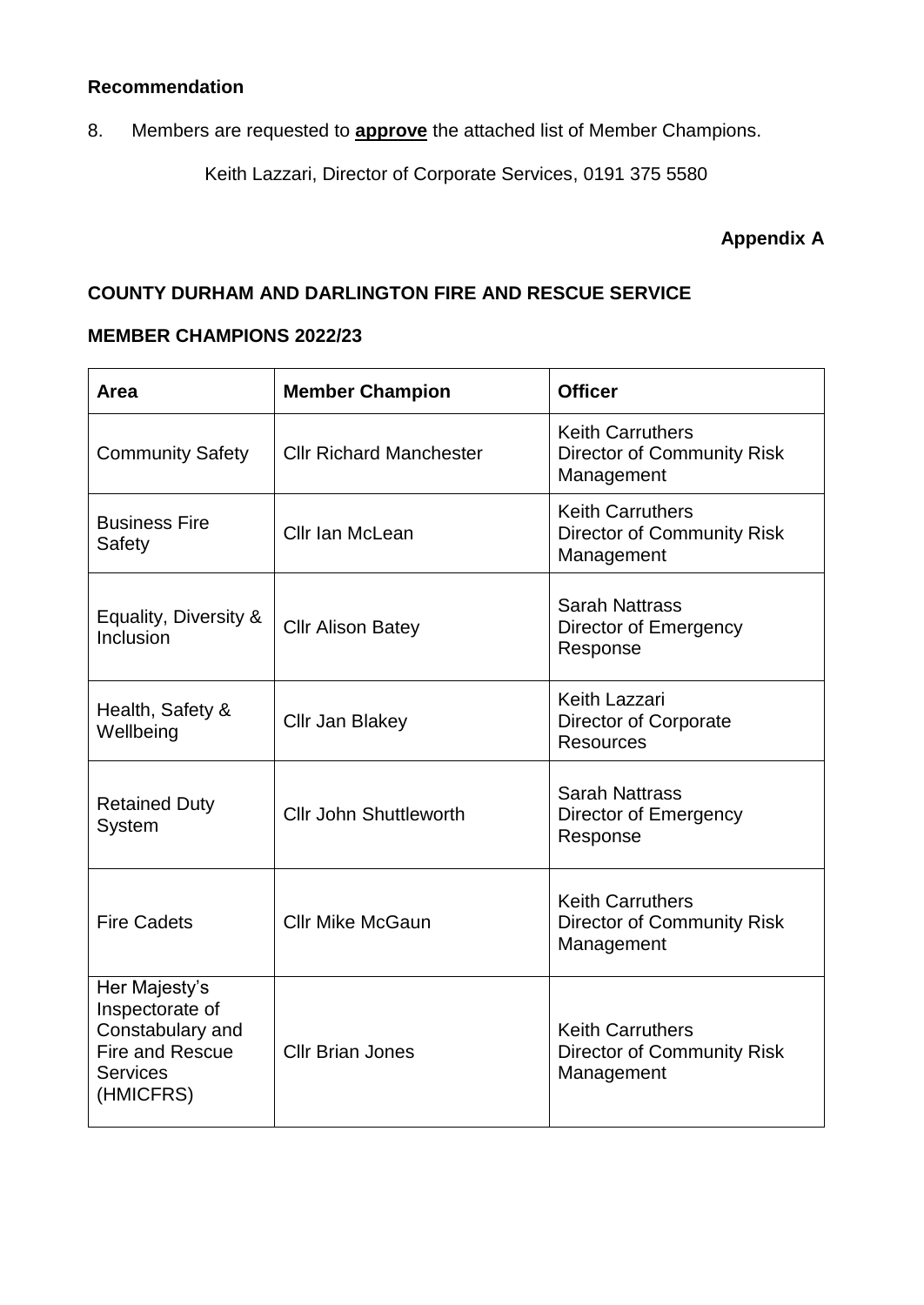**Recommendation**

8. Members are requested to **approve** the attached list of Member Champions.

Keith Lazzari, Director of Corporate Services, 0191 375 5580

**Appendix A**

**COUNTY DURHAM AND DARLINGTON FIRE AND RESCUE SERVICE**

**MEMBER CHAMPIONS 2022/23**

| Area | Member Champion | Officer |
|---|---|---|
| Community Safety | Cllr Richard Manchester | Keith Carruthers<br>Director of Community Risk Management |
| Business Fire Safety | Cllr Ian McLean | Keith Carruthers<br>Director of Community Risk Management |
| Equality, Diversity & Inclusion | Cllr Alison Batey | Sarah Nattrass<br>Director of Emergency Response |
| Health, Safety & Wellbeing | Cllr Jan Blakey | Keith Lazzari<br>Director of Corporate Resources |
| Retained Duty System | Cllr John Shuttleworth | Sarah Nattrass<br>Director of Emergency Response |
| Fire Cadets | Cllr Mike McGaun | Keith Carruthers<br>Director of Community Risk Management |
| Her Majesty's Inspectorate of Constabulary and Fire and Rescue Services (HMICFRS) | Cllr Brian Jones | Keith Carruthers<br>Director of Community Risk Management |